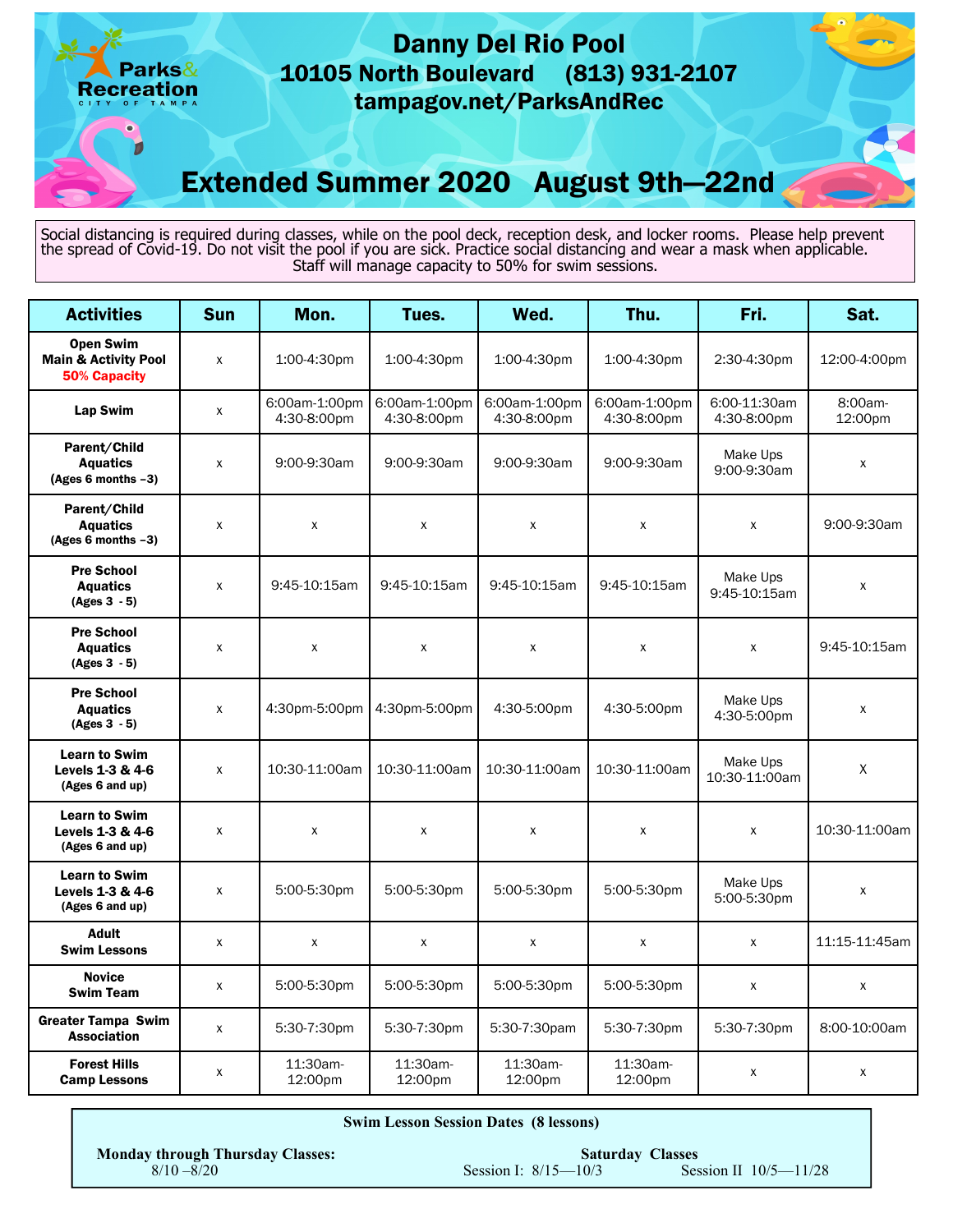Parks & Recreation
CITY OF TAMPA

# Danny Del Rio Pool

## 10105 North Boulevard (813) 931-2107

## tampagov.net/ParksAndRec

# Extended Summer 2020 August 9th—22nd

Social distancing is required during classes, while on the pool deck, reception desk, and locker rooms. Please help prevent the spread of Covid-19. Do not visit the pool if you are sick. Practice social distancing and wear a mask when applicable. Staff will manage capacity to 50% for swim sessions.

| Activities | Sun | Mon. | Tues. | Wed. | Thu. | Fri. | Sat. |
|---|---|---|---|---|---|---|---|
| **Open Swim Main & Activity Pool 50% Capacity** | x | 1:00-4:30pm | 1:00-4:30pm | 1:00-4:30pm | 1:00-4:30pm | 2:30-4:30pm | 12:00-4:00pm |
| **Lap Swim** | x | 6:00am-1:00pm 4:30-8:00pm | 6:00am-1:00pm 4:30-8:00pm | 6:00am-1:00pm 4:30-8:00pm | 6:00am-1:00pm 4:30-8:00pm | 6:00-11:30am 4:30-8:00pm | 8:00am-12:00pm |
| **Parent/Child Aquatics (Ages 6 months –3)** | x | 9:00-9:30am | 9:00-9:30am | 9:00-9:30am | 9:00-9:30am | Make Ups 9:00-9:30am | x |
| **Parent/Child Aquatics (Ages 6 months –3)** | x | x | x | x | x | x | 9:00-9:30am |
| **Pre School Aquatics (Ages 3 - 5)** | x | 9:45-10:15am | 9:45-10:15am | 9:45-10:15am | 9:45-10:15am | Make Ups 9:45-10:15am | x |
| **Pre School Aquatics (Ages 3 - 5)** | x | x | x | x | x | x | 9:45-10:15am |
| **Pre School Aquatics (Ages 3 - 5)** | x | 4:30pm-5:00pm | 4:30pm-5:00pm | 4:30-5:00pm | 4:30-5:00pm | Make Ups 4:30-5:00pm | x |
| **Learn to Swim Levels 1-3 & 4-6 (Ages 6 and up)** | x | 10:30-11:00am | 10:30-11:00am | 10:30-11:00am | 10:30-11:00am | Make Ups 10:30-11:00am | X |
| **Learn to Swim Levels 1-3 & 4-6 (Ages 6 and up)** | x | x | x | x | x | x | 10:30-11:00am |
| **Learn to Swim Levels 1-3 & 4-6 (Ages 6 and up)** | x | 5:00-5:30pm | 5:00-5:30pm | 5:00-5:30pm | 5:00-5:30pm | Make Ups 5:00-5:30pm | x |
| **Adult Swim Lessons** | x | x | x | x | x | x | 11:15-11:45am |
| **Novice Swim Team** | x | 5:00-5:30pm | 5:00-5:30pm | 5:00-5:30pm | 5:00-5:30pm | x | x |
| **Greater Tampa Swim Association** | x | 5:30-7:30pm | 5:30-7:30pm | 5:30-7:30pam | 5:30-7:30pm | 5:30-7:30pm | 8:00-10:00am |
| **Forest Hills Camp Lessons** | x | 11:30am-12:00pm | 11:30am-12:00pm | 11:30am-12:00pm | 11:30am-12:00pm | x | x |

**Swim Lesson Session Dates (8 lessons)**

**Monday through Thursday Classes:**
8/10 –8/20

**Saturday Classes**
Session I: 8/15—10/3
Session II 10/5—11/28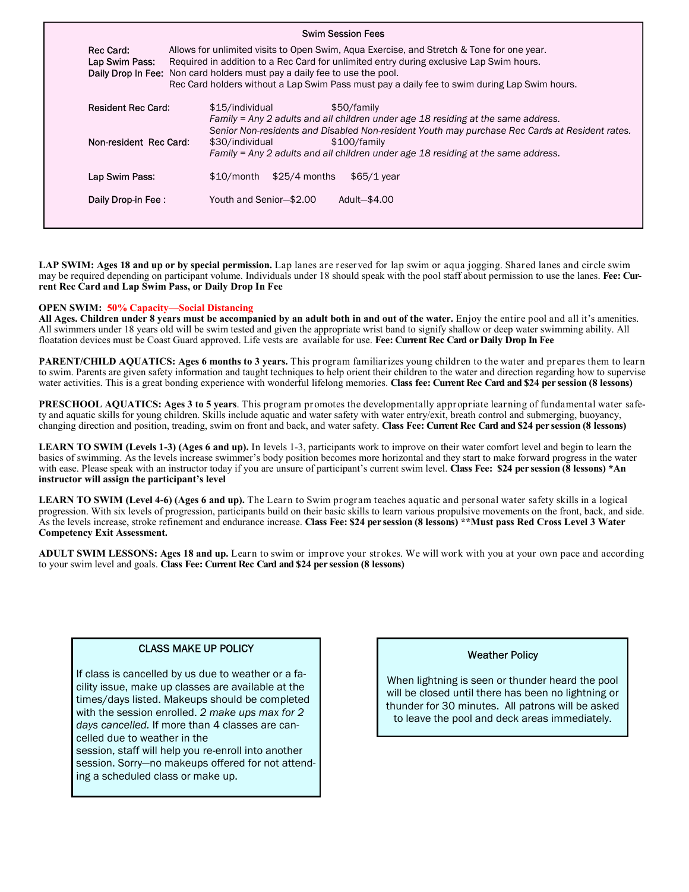## Swim Session Fees

| | |
|---|---|
| Rec Card: | Allows for unlimited visits to Open Swim, Aqua Exercise, and Stretch & Tone for one year. |
| Lap Swim Pass: | Required in addition to a Rec Card for unlimited entry during exclusive Lap Swim hours. |
| Daily Drop In Fee: | Non card holders must pay a daily fee to use the pool. Rec Card holders without a Lap Swim Pass must pay a daily fee to swim during Lap Swim hours. |

| | | |
|---|---|---|
| Resident Rec Card: | $15/individual | $50/family |
| | *Family = Any 2 adults and all children under age 18 residing at the same address.* | |
| | *Senior Non-residents and Disabled Non-resident Youth may purchase Rec Cards at Resident rates.* | |
| Non-resident Rec Card: | $30/individual | $100/family |
| | *Family = Any 2 adults and all children under age 18 residing at the same address.* | |
| Lap Swim Pass: | $10/month $25/4 months | $65/1 year |
| Daily Drop-in Fee : | Youth and Senior—$2.00 | Adult—$4.00 |

**LAP SWIM: Ages 18 and up or by special permission.** Lap lanes are reserved for lap swim or aqua jogging. Shared lanes and circle swim may be required depending on participant volume. Individuals under 18 should speak with the pool staff about permission to use the lanes. **Fee: Current Rec Card and Lap Swim Pass, or Daily Drop In Fee**

**OPEN SWIM: 50% Capacity—Social Distancing**
**All Ages. Children under 8 years must be accompanied by an adult both in and out of the water.** Enjoy the entire pool and all it's amenities. All swimmers under 18 years old will be swim tested and given the appropriate wrist band to signify shallow or deep water swimming ability. All floatation devices must be Coast Guard approved. Life vests are available for use. **Fee: Current Rec Card or Daily Drop In Fee**

**PARENT/CHILD AQUATICS: Ages 6 months to 3 years.** This program familiarizes young children to the water and prepares them to learn to swim. Parents are given safety information and taught techniques to help orient their children to the water and direction regarding how to supervise water activities. This is a great bonding experience with wonderful lifelong memories. **Class fee: Current Rec Card and $24 per session (8 lessons)**

**PRESCHOOL AQUATICS: Ages 3 to 5 years**. This program promotes the developmentally appropriate learning of fundamental water safety and aquatic skills for young children. Skills include aquatic and water safety with water entry/exit, breath control and submerging, buoyancy, changing direction and position, treading, swim on front and back, and water safety. **Class Fee: Current Rec Card and $24 per session (8 lessons)**

**LEARN TO SWIM (Levels 1-3) (Ages 6 and up).** In levels 1-3, participants work to improve on their water comfort level and begin to learn the basics of swimming. As the levels increase swimmer's body position becomes more horizontal and they start to make forward progress in the water with ease. Please speak with an instructor today if you are unsure of participant's current swim level. **Class Fee: $24 per session (8 lessons) *An instructor will assign the participant's level**

**LEARN TO SWIM (Level 4-6) (Ages 6 and up).** The Learn to Swim program teaches aquatic and personal water safety skills in a logical progression. With six levels of progression, participants build on their basic skills to learn various propulsive movements on the front, back, and side. As the levels increase, stroke refinement and endurance increase. **Class Fee: $24 per session (8 lessons) **Must pass Red Cross Level 3 Water Competency Exit Assessment.**

**ADULT SWIM LESSONS: Ages 18 and up.** Learn to swim or improve your strokes. We will work with you at your own pace and according to your swim level and goals. **Class Fee: Current Rec Card and $24 per session (8 lessons)**

### CLASS MAKE UP POLICY

If class is cancelled by us due to weather or a facility issue, make up classes are available at the times/days listed. Makeups should be completed with the session enrolled. *2 make ups max for 2 days cancelled.* If more than 4 classes are cancelled due to weather in the session, staff will help you re-enroll into another session. Sorry—no makeups offered for not attending a scheduled class or make up.

### Weather Policy

When lightning is seen or thunder heard the pool will be closed until there has been no lightning or thunder for 30 minutes. All patrons will be asked to leave the pool and deck areas immediately.